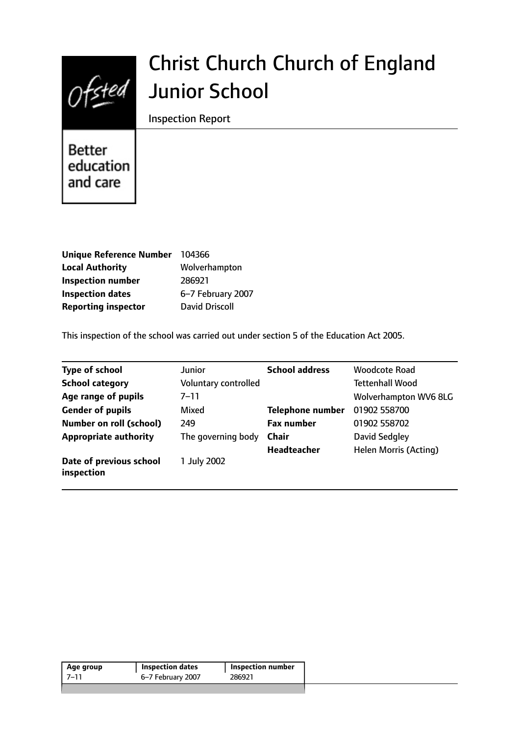# Christ Church Church of England Junior School

Inspection Report

Better education and care

| | |
|---|---|
| **Unique Reference Number** | 104366 |
| **Local Authority** | Wolverhampton |
| **Inspection number** | 286921 |
| **Inspection dates** | 6–7 February 2007 |
| **Reporting inspector** | David Driscoll |

This inspection of the school was carried out under section 5 of the Education Act 2005.

| | | | |
|---|---|---|---|
| **Type of school** | Junior | **School address** | Woodcote Road |
| **School category** | Voluntary controlled | | Tettenhall Wood |
| **Age range of pupils** | 7–11 | | Wolverhampton WV6 8LG |
| **Gender of pupils** | Mixed | **Telephone number** | 01902 558700 |
| **Number on roll (school)** | 249 | **Fax number** | 01902 558702 |
| **Appropriate authority** | The governing body | **Chair** | David Sedgley |
| | | **Headteacher** | Helen Morris (Acting) |
| **Date of previous school inspection** | 1 July 2002 | | |

| Age group | Inspection dates | Inspection number |
|---|---|---|
| 7–11 | 6–7 February 2007 | 286921 |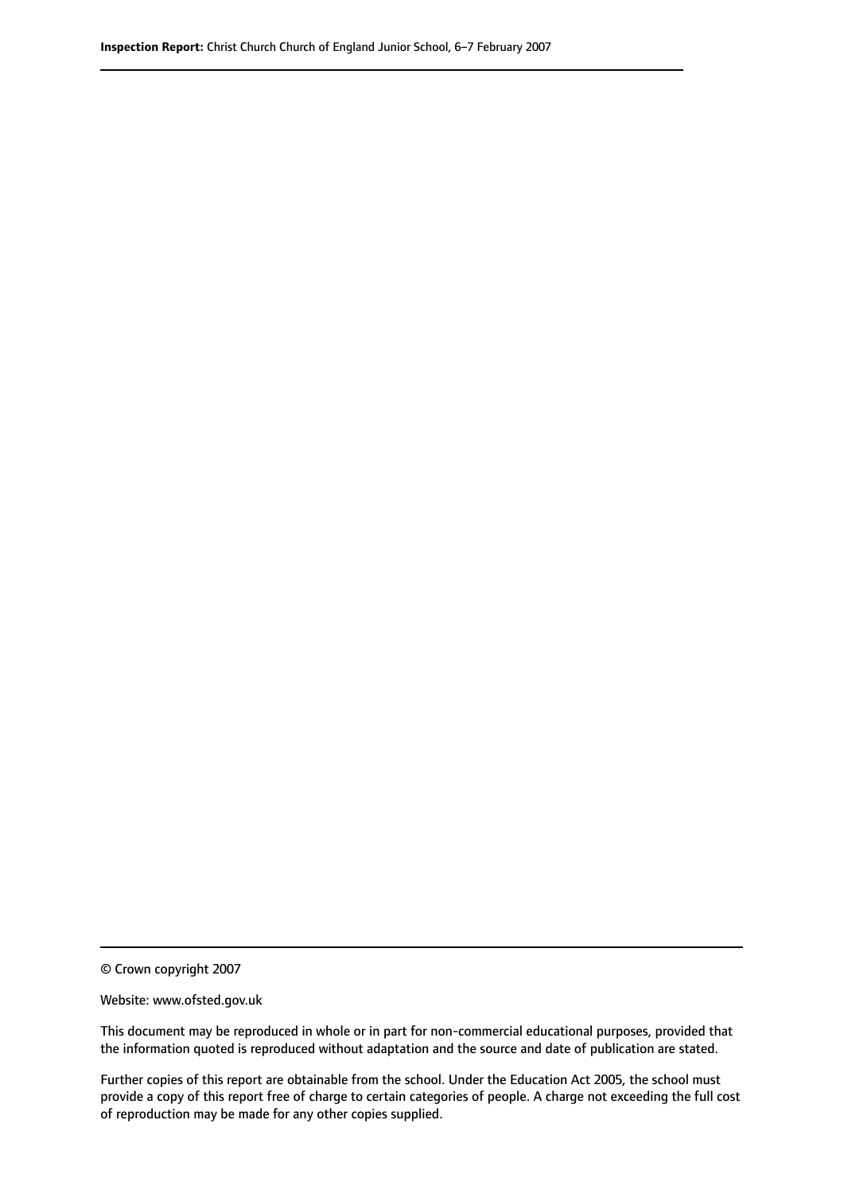© Crown copyright 2007

Website: www.ofsted.gov.uk

This document may be reproduced in whole or in part for non-commercial educational purposes, provided that the information quoted is reproduced without adaptation and the source and date of publication are stated.

Further copies of this report are obtainable from the school. Under the Education Act 2005, the school must provide a copy of this report free of charge to certain categories of people. A charge not exceeding the full cost of reproduction may be made for any other copies supplied.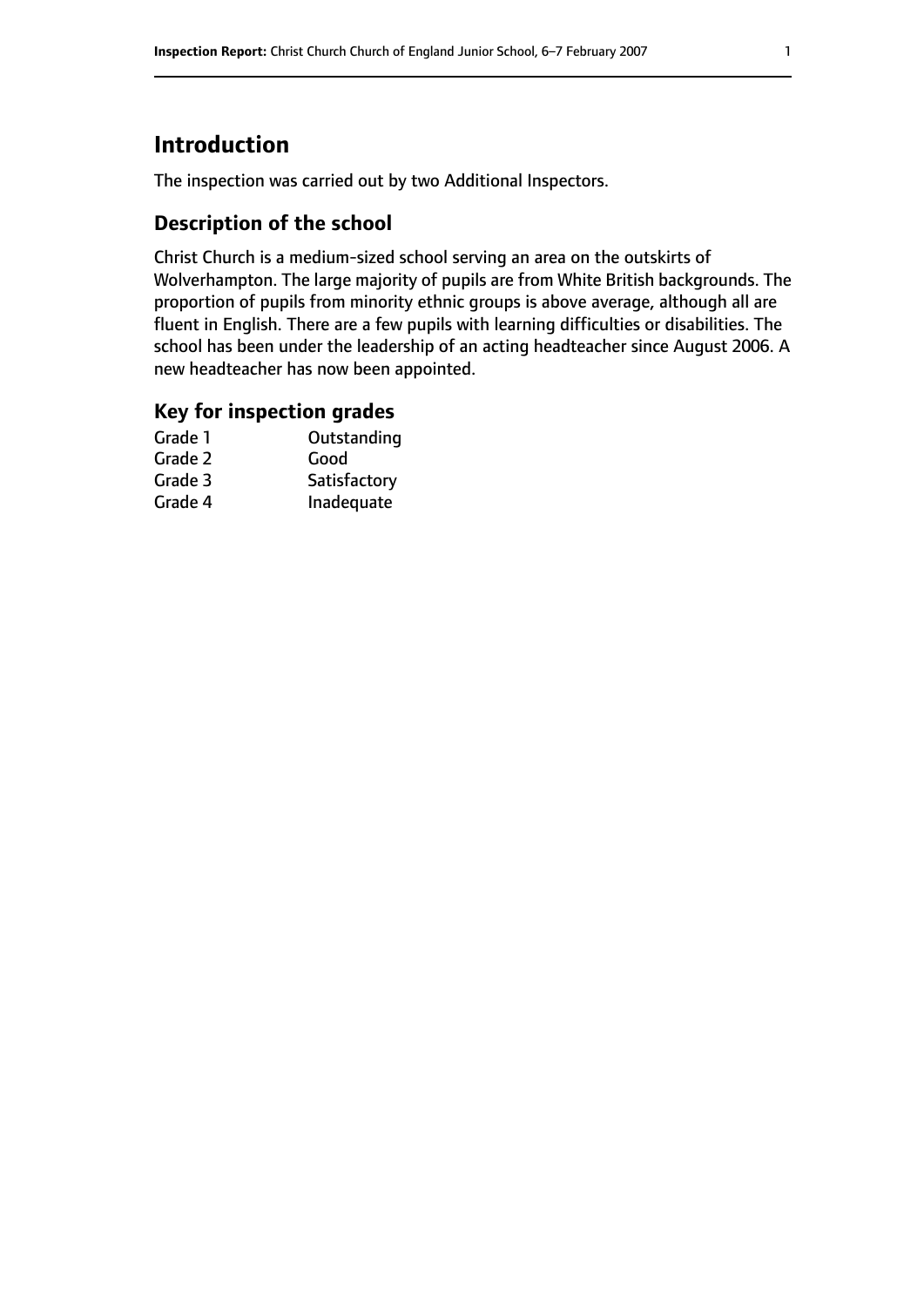# Introduction

The inspection was carried out by two Additional Inspectors.

## Description of the school

Christ Church is a medium-sized school serving an area on the outskirts of Wolverhampton. The large majority of pupils are from White British backgrounds. The proportion of pupils from minority ethnic groups is above average, although all are fluent in English. There are a few pupils with learning difficulties or disabilities. The school has been under the leadership of an acting headteacher since August 2006. A new headteacher has now been appointed.

## Key for inspection grades

| | |
|---|---|
| Grade 1 | Outstanding |
| Grade 2 | Good |
| Grade 3 | Satisfactory |
| Grade 4 | Inadequate |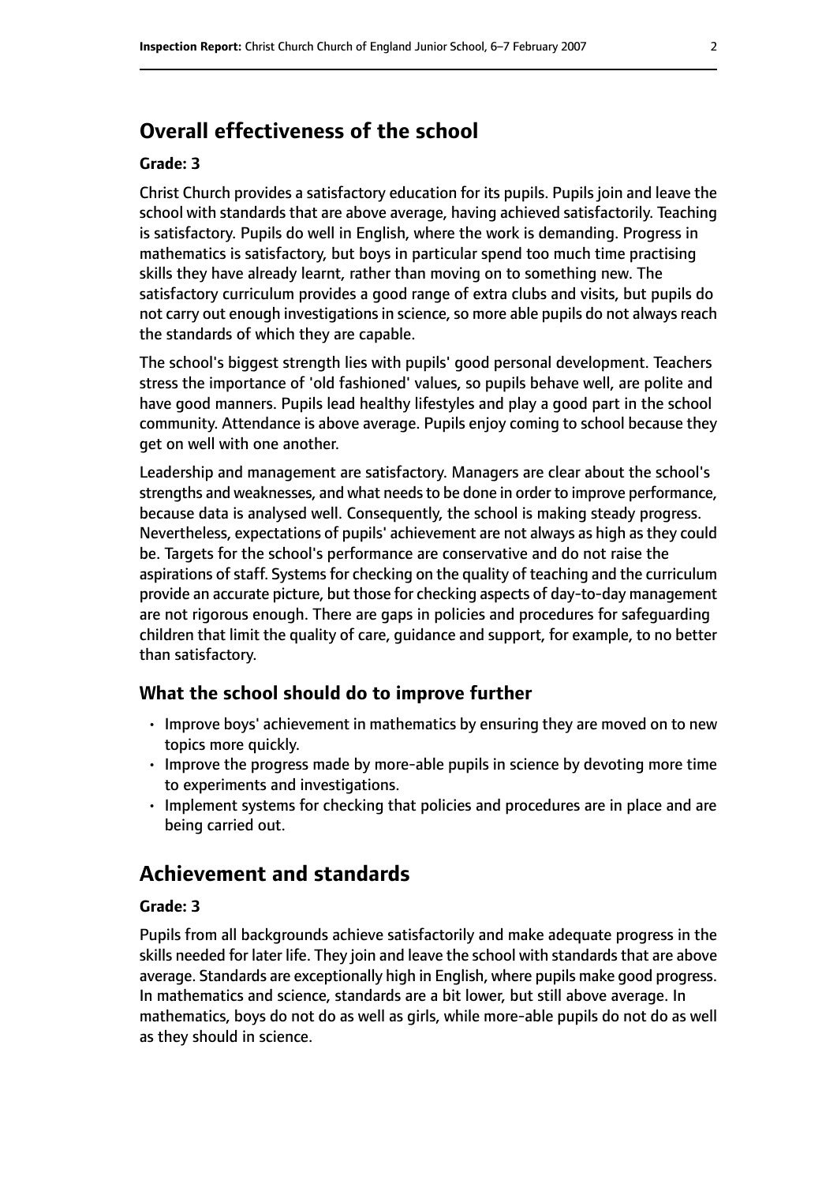## Overall effectiveness of the school

**Grade: 3**

Christ Church provides a satisfactory education for its pupils. Pupils join and leave the school with standards that are above average, having achieved satisfactorily. Teaching is satisfactory. Pupils do well in English, where the work is demanding. Progress in mathematics is satisfactory, but boys in particular spend too much time practising skills they have already learnt, rather than moving on to something new. The satisfactory curriculum provides a good range of extra clubs and visits, but pupils do not carry out enough investigations in science, so more able pupils do not always reach the standards of which they are capable.

The school's biggest strength lies with pupils' good personal development. Teachers stress the importance of 'old fashioned' values, so pupils behave well, are polite and have good manners. Pupils lead healthy lifestyles and play a good part in the school community. Attendance is above average. Pupils enjoy coming to school because they get on well with one another.

Leadership and management are satisfactory. Managers are clear about the school's strengths and weaknesses, and what needs to be done in order to improve performance, because data is analysed well. Consequently, the school is making steady progress. Nevertheless, expectations of pupils' achievement are not always as high as they could be. Targets for the school's performance are conservative and do not raise the aspirations of staff. Systems for checking on the quality of teaching and the curriculum provide an accurate picture, but those for checking aspects of day-to-day management are not rigorous enough. There are gaps in policies and procedures for safeguarding children that limit the quality of care, guidance and support, for example, to no better than satisfactory.

### What the school should do to improve further

- Improve boys' achievement in mathematics by ensuring they are moved on to new topics more quickly.
- Improve the progress made by more-able pupils in science by devoting more time to experiments and investigations.
- Implement systems for checking that policies and procedures are in place and are being carried out.

## Achievement and standards

**Grade: 3**

Pupils from all backgrounds achieve satisfactorily and make adequate progress in the skills needed for later life. They join and leave the school with standards that are above average. Standards are exceptionally high in English, where pupils make good progress. In mathematics and science, standards are a bit lower, but still above average. In mathematics, boys do not do as well as girls, while more-able pupils do not do as well as they should in science.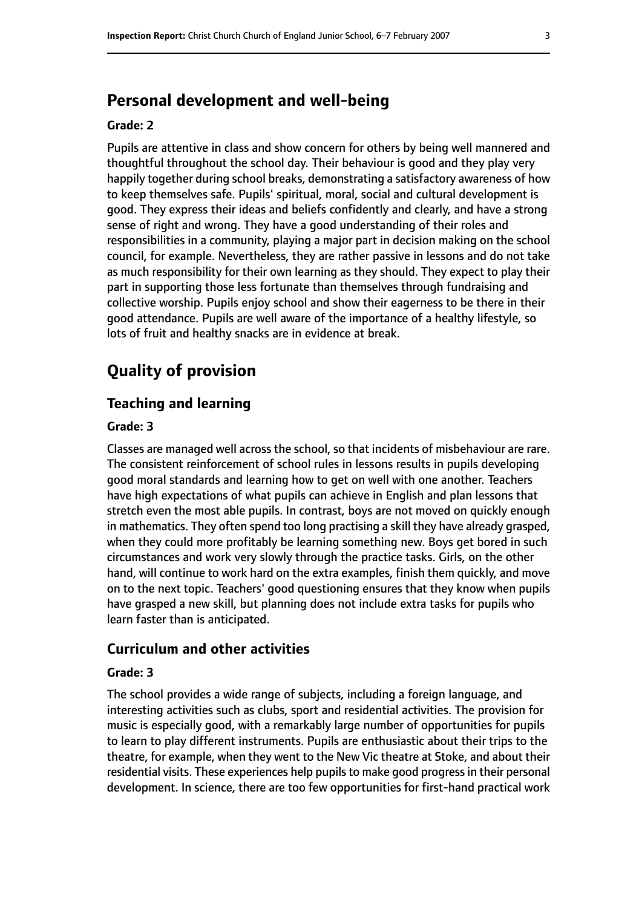## Personal development and well-being

**Grade: 2**

Pupils are attentive in class and show concern for others by being well mannered and thoughtful throughout the school day. Their behaviour is good and they play very happily together during school breaks, demonstrating a satisfactory awareness of how to keep themselves safe. Pupils' spiritual, moral, social and cultural development is good. They express their ideas and beliefs confidently and clearly, and have a strong sense of right and wrong. They have a good understanding of their roles and responsibilities in a community, playing a major part in decision making on the school council, for example. Nevertheless, they are rather passive in lessons and do not take as much responsibility for their own learning as they should. They expect to play their part in supporting those less fortunate than themselves through fundraising and collective worship. Pupils enjoy school and show their eagerness to be there in their good attendance. Pupils are well aware of the importance of a healthy lifestyle, so lots of fruit and healthy snacks are in evidence at break.

# Quality of provision

## Teaching and learning

**Grade: 3**

Classes are managed well across the school, so that incidents of misbehaviour are rare. The consistent reinforcement of school rules in lessons results in pupils developing good moral standards and learning how to get on well with one another. Teachers have high expectations of what pupils can achieve in English and plan lessons that stretch even the most able pupils. In contrast, boys are not moved on quickly enough in mathematics. They often spend too long practising a skill they have already grasped, when they could more profitably be learning something new. Boys get bored in such circumstances and work very slowly through the practice tasks. Girls, on the other hand, will continue to work hard on the extra examples, finish them quickly, and move on to the next topic. Teachers' good questioning ensures that they know when pupils have grasped a new skill, but planning does not include extra tasks for pupils who learn faster than is anticipated.

## Curriculum and other activities

**Grade: 3**

The school provides a wide range of subjects, including a foreign language, and interesting activities such as clubs, sport and residential activities. The provision for music is especially good, with a remarkably large number of opportunities for pupils to learn to play different instruments. Pupils are enthusiastic about their trips to the theatre, for example, when they went to the New Vic theatre at Stoke, and about their residential visits. These experiences help pupils to make good progress in their personal development. In science, there are too few opportunities for first-hand practical work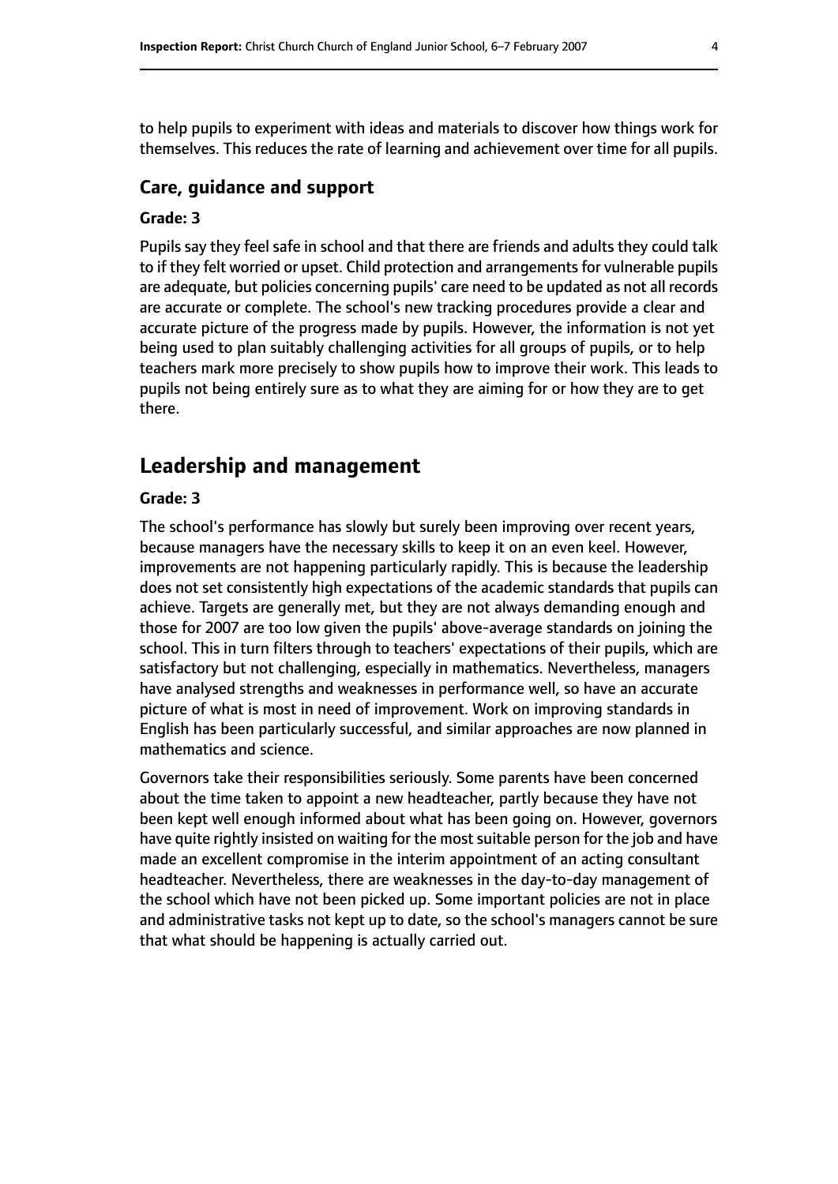to help pupils to experiment with ideas and materials to discover how things work for themselves. This reduces the rate of learning and achievement over time for all pupils.

### Care, guidance and support

#### Grade: 3

Pupils say they feel safe in school and that there are friends and adults they could talk to if they felt worried or upset. Child protection and arrangements for vulnerable pupils are adequate, but policies concerning pupils' care need to be updated as not all records are accurate or complete. The school's new tracking procedures provide a clear and accurate picture of the progress made by pupils. However, the information is not yet being used to plan suitably challenging activities for all groups of pupils, or to help teachers mark more precisely to show pupils how to improve their work. This leads to pupils not being entirely sure as to what they are aiming for or how they are to get there.

## Leadership and management

#### Grade: 3

The school's performance has slowly but surely been improving over recent years, because managers have the necessary skills to keep it on an even keel. However, improvements are not happening particularly rapidly. This is because the leadership does not set consistently high expectations of the academic standards that pupils can achieve. Targets are generally met, but they are not always demanding enough and those for 2007 are too low given the pupils' above-average standards on joining the school. This in turn filters through to teachers' expectations of their pupils, which are satisfactory but not challenging, especially in mathematics. Nevertheless, managers have analysed strengths and weaknesses in performance well, so have an accurate picture of what is most in need of improvement. Work on improving standards in English has been particularly successful, and similar approaches are now planned in mathematics and science.

Governors take their responsibilities seriously. Some parents have been concerned about the time taken to appoint a new headteacher, partly because they have not been kept well enough informed about what has been going on. However, governors have quite rightly insisted on waiting for the most suitable person for the job and have made an excellent compromise in the interim appointment of an acting consultant headteacher. Nevertheless, there are weaknesses in the day-to-day management of the school which have not been picked up. Some important policies are not in place and administrative tasks not kept up to date, so the school's managers cannot be sure that what should be happening is actually carried out.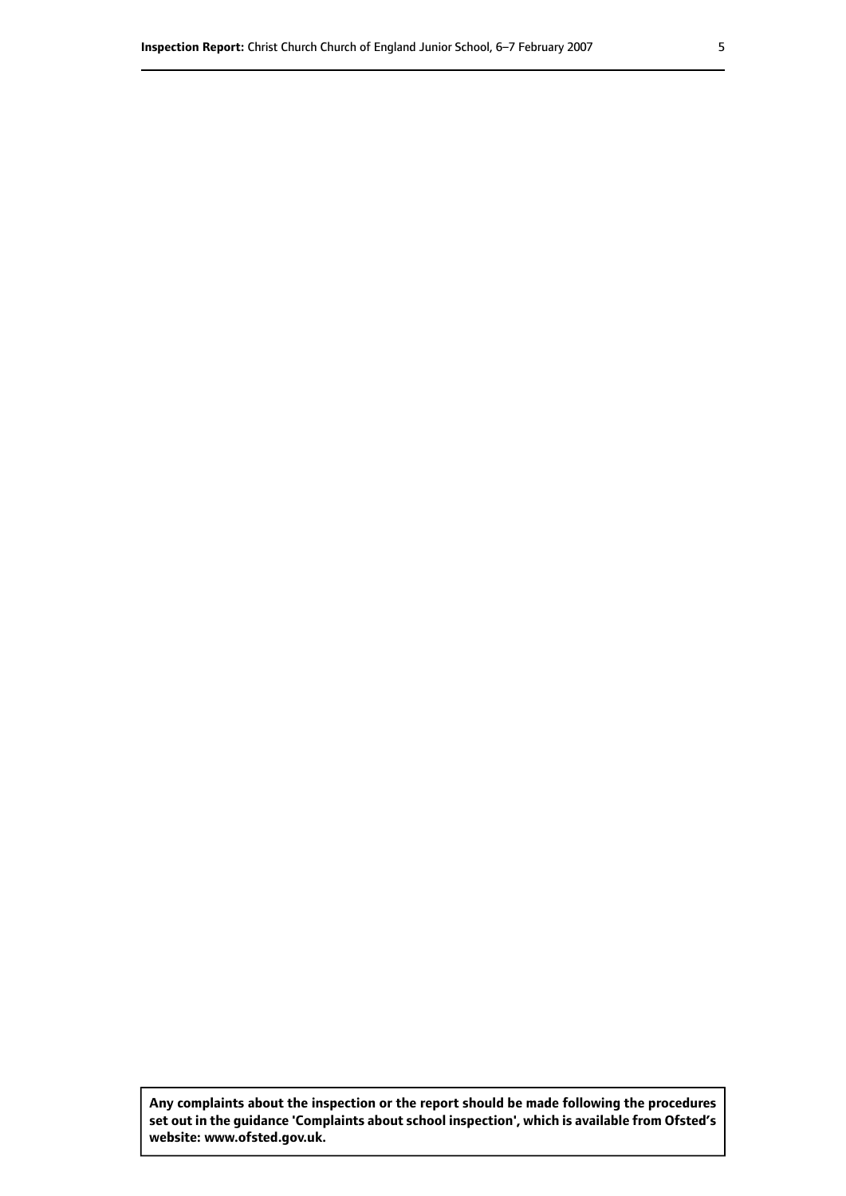**Any complaints about the inspection or the report should be made following the procedures set out in the guidance 'Complaints about school inspection', which is available from Ofsted's website: www.ofsted.gov.uk.**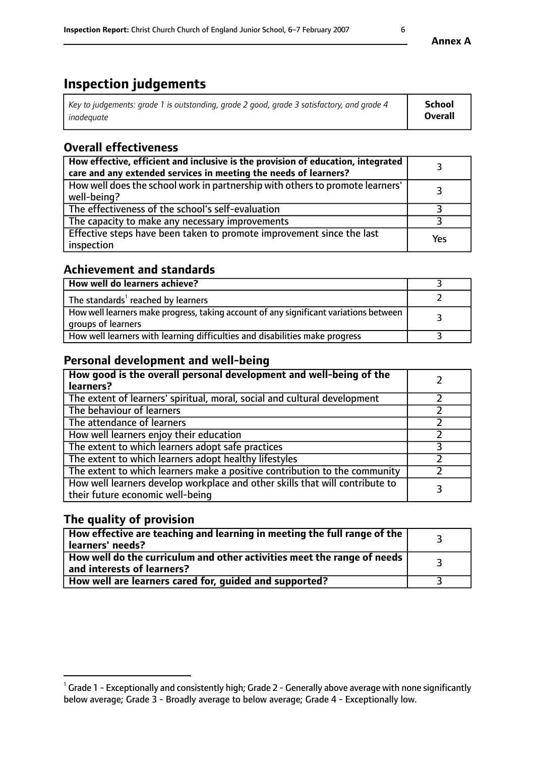# Inspection judgements

| *Key to judgements: grade 1 is outstanding, grade 2 good, grade 3 satisfactory, and grade 4 inadequate* | **School Overall** |
|---|---|

## Overall effectiveness

| | |
|---|---|
| **How effective, efficient and inclusive is the provision of education, integrated care and any extended services in meeting the needs of learners?** | 3 |
| How well does the school work in partnership with others to promote learners' well-being? | 3 |
| The effectiveness of the school's self-evaluation | 3 |
| The capacity to make any necessary improvements | 3 |
| Effective steps have been taken to promote improvement since the last inspection | Yes |

## Achievement and standards

| | |
|---|---|
| **How well do learners achieve?** | 3 |
| The standards[1] reached by learners | 2 |
| How well learners make progress, taking account of any significant variations between groups of learners | 3 |
| How well learners with learning difficulties and disabilities make progress | 3 |

## Personal development and well-being

| | |
|---|---|
| **How good is the overall personal development and well-being of the learners?** | 2 |
| The extent of learners' spiritual, moral, social and cultural development | 2 |
| The behaviour of learners | 2 |
| The attendance of learners | 2 |
| How well learners enjoy their education | 2 |
| The extent to which learners adopt safe practices | 3 |
| The extent to which learners adopt healthy lifestyles | 2 |
| The extent to which learners make a positive contribution to the community | 2 |
| How well learners develop workplace and other skills that will contribute to their future economic well-being | 3 |

## The quality of provision

| | |
|---|---|
| **How effective are teaching and learning in meeting the full range of the learners' needs?** | 3 |
| **How well do the curriculum and other activities meet the range of needs and interests of learners?** | 3 |
| **How well are learners cared for, guided and supported?** | 3 |

[1] Grade 1 - Exceptionally and consistently high; Grade 2 - Generally above average with none significantly below average; Grade 3 - Broadly average to below average; Grade 4 - Exceptionally low.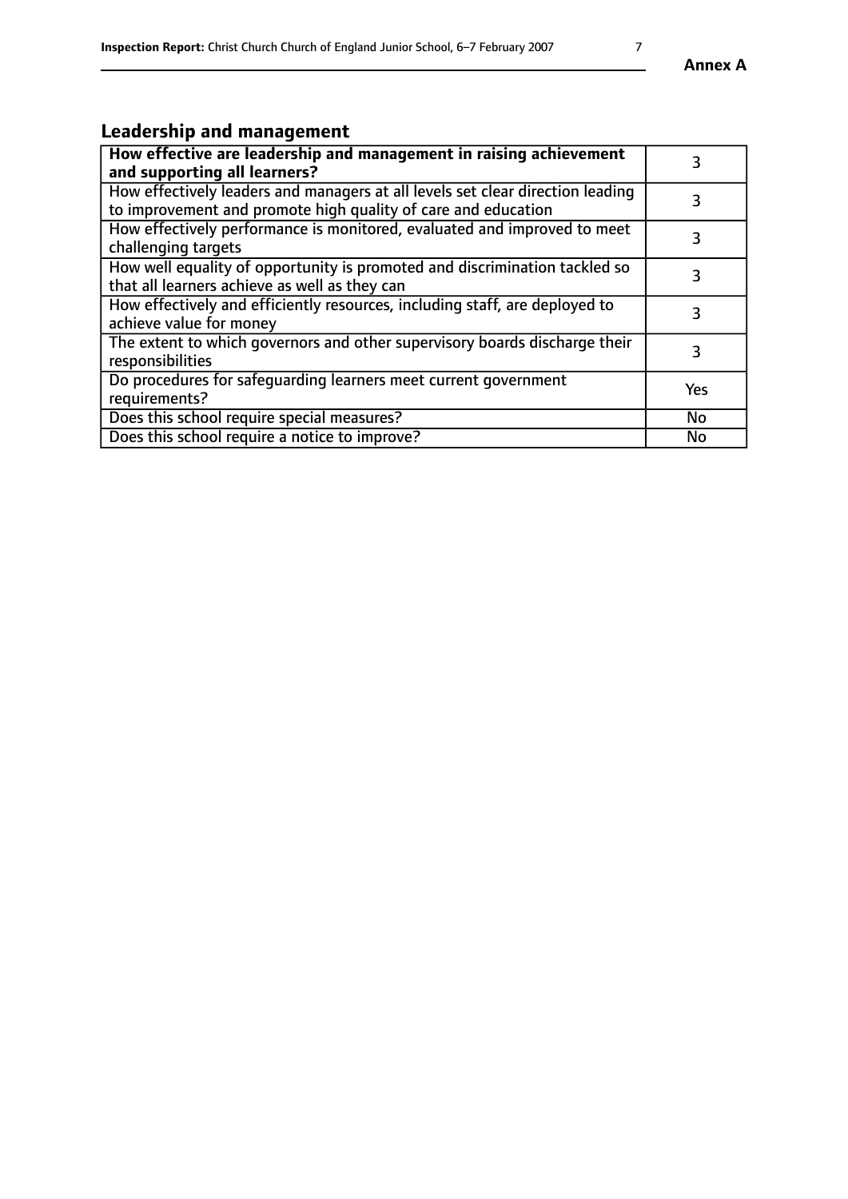## Leadership and management

| How effective are leadership and management in raising achievement and supporting all learners? | 3 |
|---|---|
| How effectively leaders and managers at all levels set clear direction leading to improvement and promote high quality of care and education | 3 |
| How effectively performance is monitored, evaluated and improved to meet challenging targets | 3 |
| How well equality of opportunity is promoted and discrimination tackled so that all learners achieve as well as they can | 3 |
| How effectively and efficiently resources, including staff, are deployed to achieve value for money | 3 |
| The extent to which governors and other supervisory boards discharge their responsibilities | 3 |
| Do procedures for safeguarding learners meet current government requirements? | Yes |
| Does this school require special measures? | No |
| Does this school require a notice to improve? | No |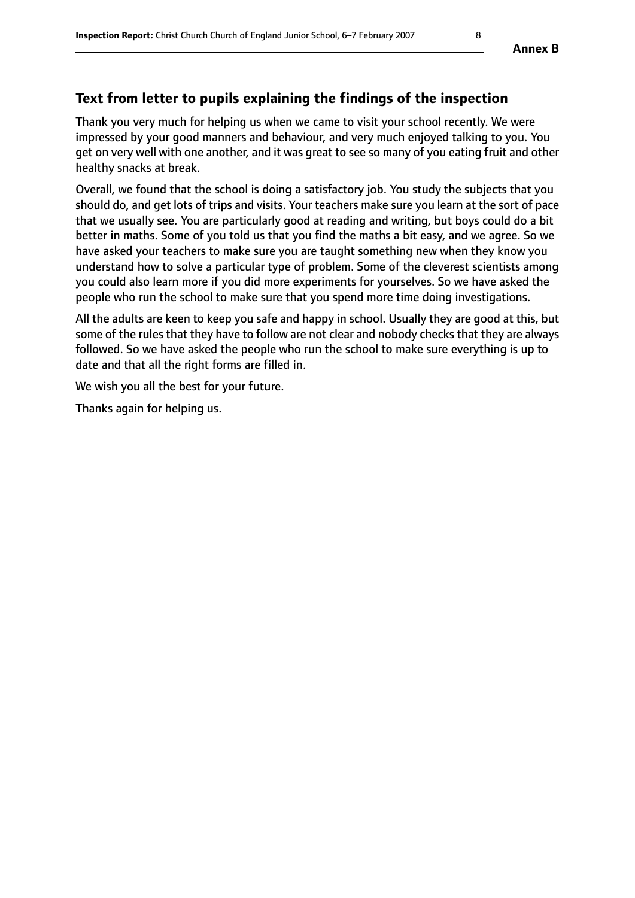## Text from letter to pupils explaining the findings of the inspection

Thank you very much for helping us when we came to visit your school recently. We were impressed by your good manners and behaviour, and very much enjoyed talking to you. You get on very well with one another, and it was great to see so many of you eating fruit and other healthy snacks at break.

Overall, we found that the school is doing a satisfactory job. You study the subjects that you should do, and get lots of trips and visits. Your teachers make sure you learn at the sort of pace that we usually see. You are particularly good at reading and writing, but boys could do a bit better in maths. Some of you told us that you find the maths a bit easy, and we agree. So we have asked your teachers to make sure you are taught something new when they know you understand how to solve a particular type of problem. Some of the cleverest scientists among you could also learn more if you did more experiments for yourselves. So we have asked the people who run the school to make sure that you spend more time doing investigations.

All the adults are keen to keep you safe and happy in school. Usually they are good at this, but some of the rules that they have to follow are not clear and nobody checks that they are always followed. So we have asked the people who run the school to make sure everything is up to date and that all the right forms are filled in.

We wish you all the best for your future.

Thanks again for helping us.